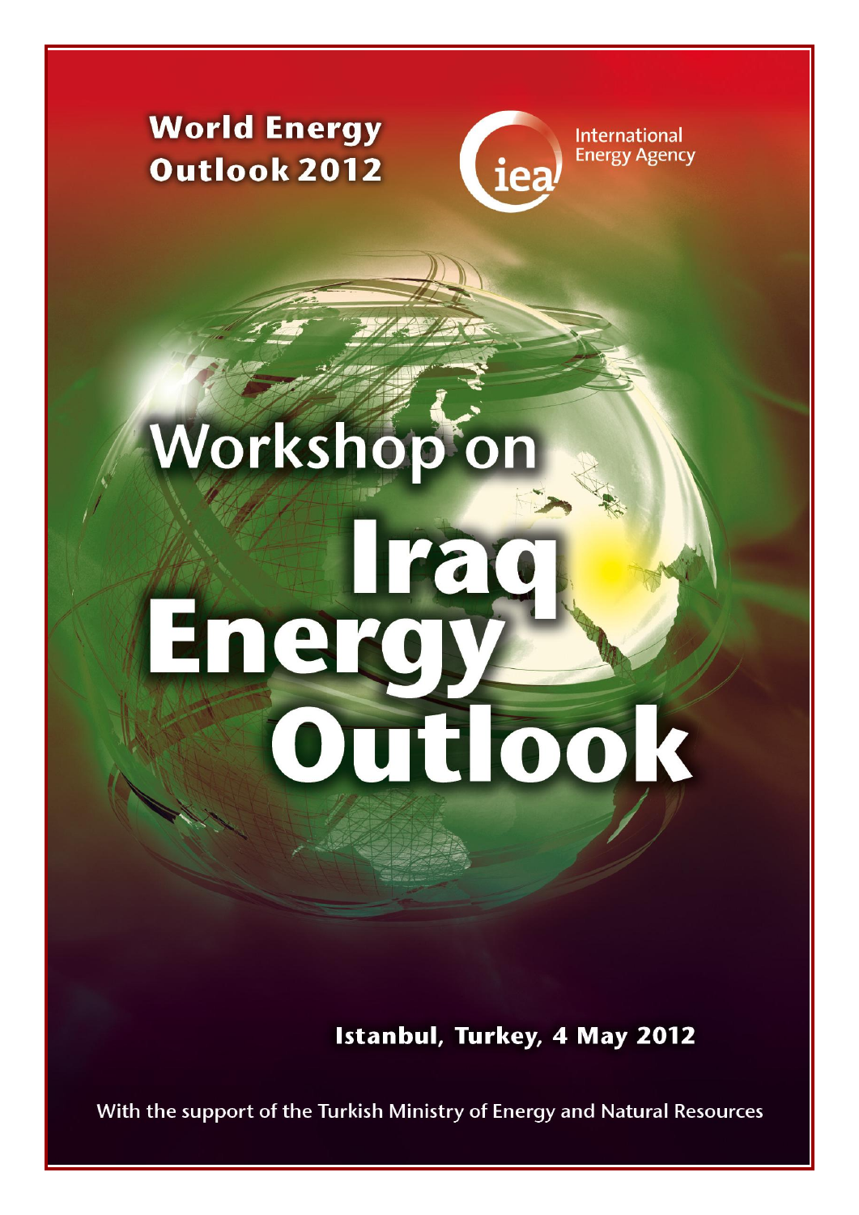**World Energy Outlook 2012**

International Energy Agency

# Workshop on Iraq Energy Outlook

**Istanbul, Turkey, 4 May 2012**

With the support of the Turkish Ministry of Energy and Natural Resources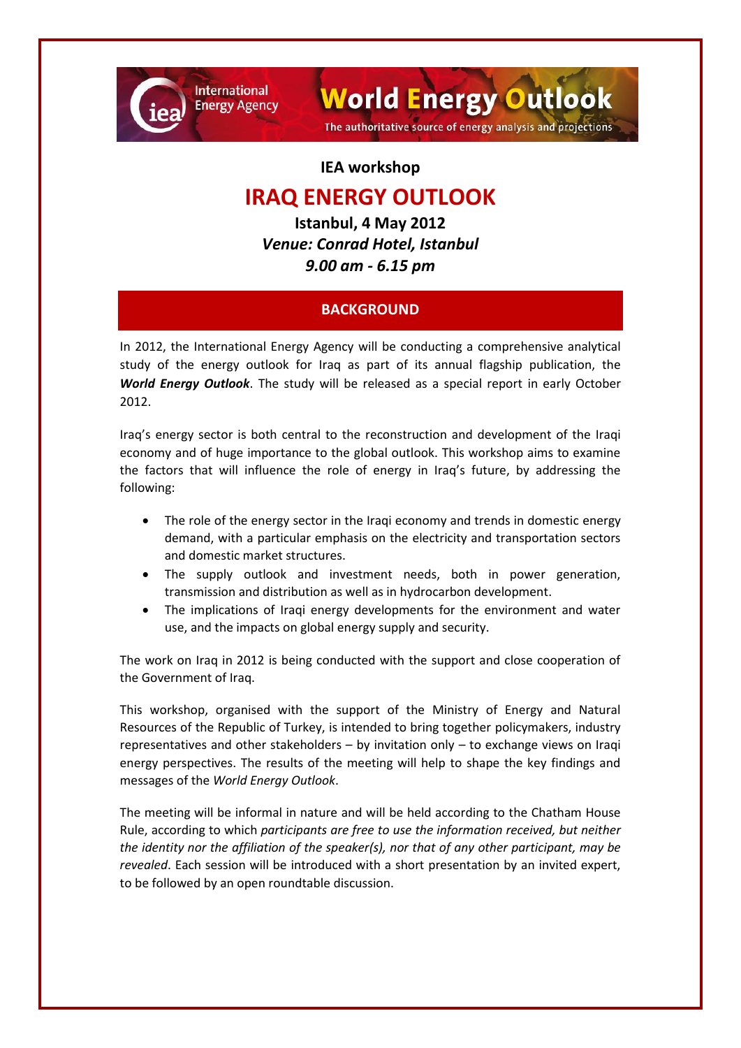International Energy Agency

**World Energy Outlook**

The authoritative source of energy analysis and projections

**IEA workshop**

# IRAQ ENERGY OUTLOOK

**Istanbul, 4 May 2012**

***Venue: Conrad Hotel, Istanbul***

***9.00 am - 6.15 pm***

## BACKGROUND

In 2012, the International Energy Agency will be conducting a comprehensive analytical study of the energy outlook for Iraq as part of its annual flagship publication, the ***World Energy Outlook***. The study will be released as a special report in early October 2012.

Iraq's energy sector is both central to the reconstruction and development of the Iraqi economy and of huge importance to the global outlook. This workshop aims to examine the factors that will influence the role of energy in Iraq's future, by addressing the following:

- The role of the energy sector in the Iraqi economy and trends in domestic energy demand, with a particular emphasis on the electricity and transportation sectors and domestic market structures.
- The supply outlook and investment needs, both in power generation, transmission and distribution as well as in hydrocarbon development.
- The implications of Iraqi energy developments for the environment and water use, and the impacts on global energy supply and security.

The work on Iraq in 2012 is being conducted with the support and close cooperation of the Government of Iraq.

This workshop, organised with the support of the Ministry of Energy and Natural Resources of the Republic of Turkey, is intended to bring together policymakers, industry representatives and other stakeholders – by invitation only – to exchange views on Iraqi energy perspectives. The results of the meeting will help to shape the key findings and messages of the *World Energy Outlook*.

The meeting will be informal in nature and will be held according to the Chatham House Rule, according to which *participants are free to use the information received, but neither the identity nor the affiliation of the speaker(s), nor that of any other participant, may be revealed*. Each session will be introduced with a short presentation by an invited expert, to be followed by an open roundtable discussion.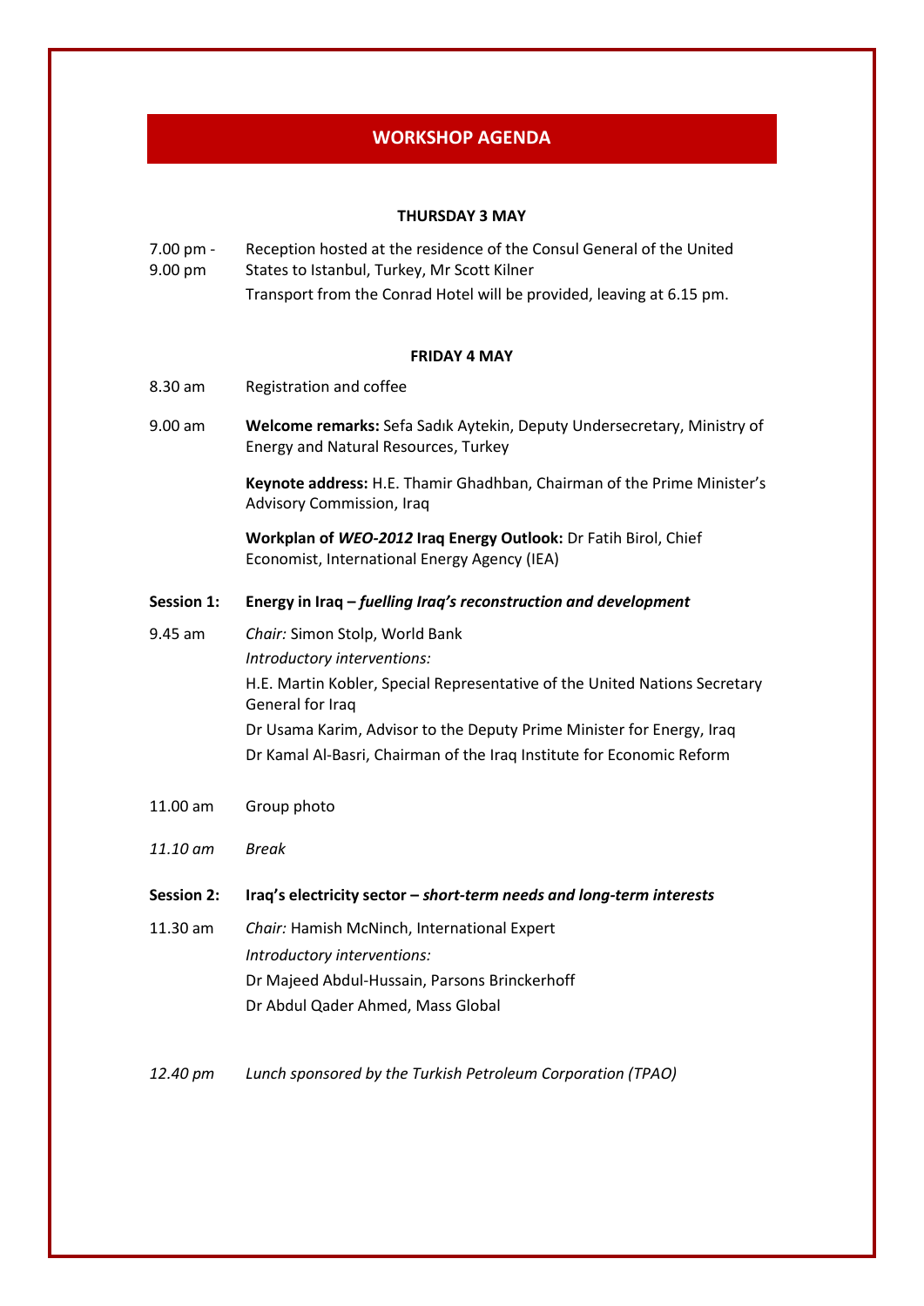# WORKSHOP AGENDA

**THURSDAY 3 MAY**

7.00 pm - 9.00 pm — Reception hosted at the residence of the Consul General of the United States to Istanbul, Turkey, Mr Scott Kilner

Transport from the Conrad Hotel will be provided, leaving at 6.15 pm.

**FRIDAY 4 MAY**

8.30 am — Registration and coffee

9.00 am — **Welcome remarks:** Sefa Sadık Aytekin, Deputy Undersecretary, Ministry of Energy and Natural Resources, Turkey

**Keynote address:** H.E. Thamir Ghadhban, Chairman of the Prime Minister's Advisory Commission, Iraq

**Workplan of *WEO-2012* Iraq Energy Outlook:** Dr Fatih Birol, Chief Economist, International Energy Agency (IEA)

**Session 1: Energy in Iraq – *fuelling Iraq's reconstruction and development***

9.45 am — *Chair:* Simon Stolp, World Bank

*Introductory interventions:*

H.E. Martin Kobler, Special Representative of the United Nations Secretary General for Iraq

Dr Usama Karim, Advisor to the Deputy Prime Minister for Energy, Iraq

Dr Kamal Al-Basri, Chairman of the Iraq Institute for Economic Reform

11.00 am — Group photo

*11.10 am — Break*

**Session 2: Iraq's electricity sector – *short-term needs and long-term interests***

11.30 am — *Chair:* Hamish McNinch, International Expert

*Introductory interventions:*

Dr Majeed Abdul-Hussain, Parsons Brinckerhoff

Dr Abdul Qader Ahmed, Mass Global

*12.40 pm — Lunch sponsored by the Turkish Petroleum Corporation (TPAO)*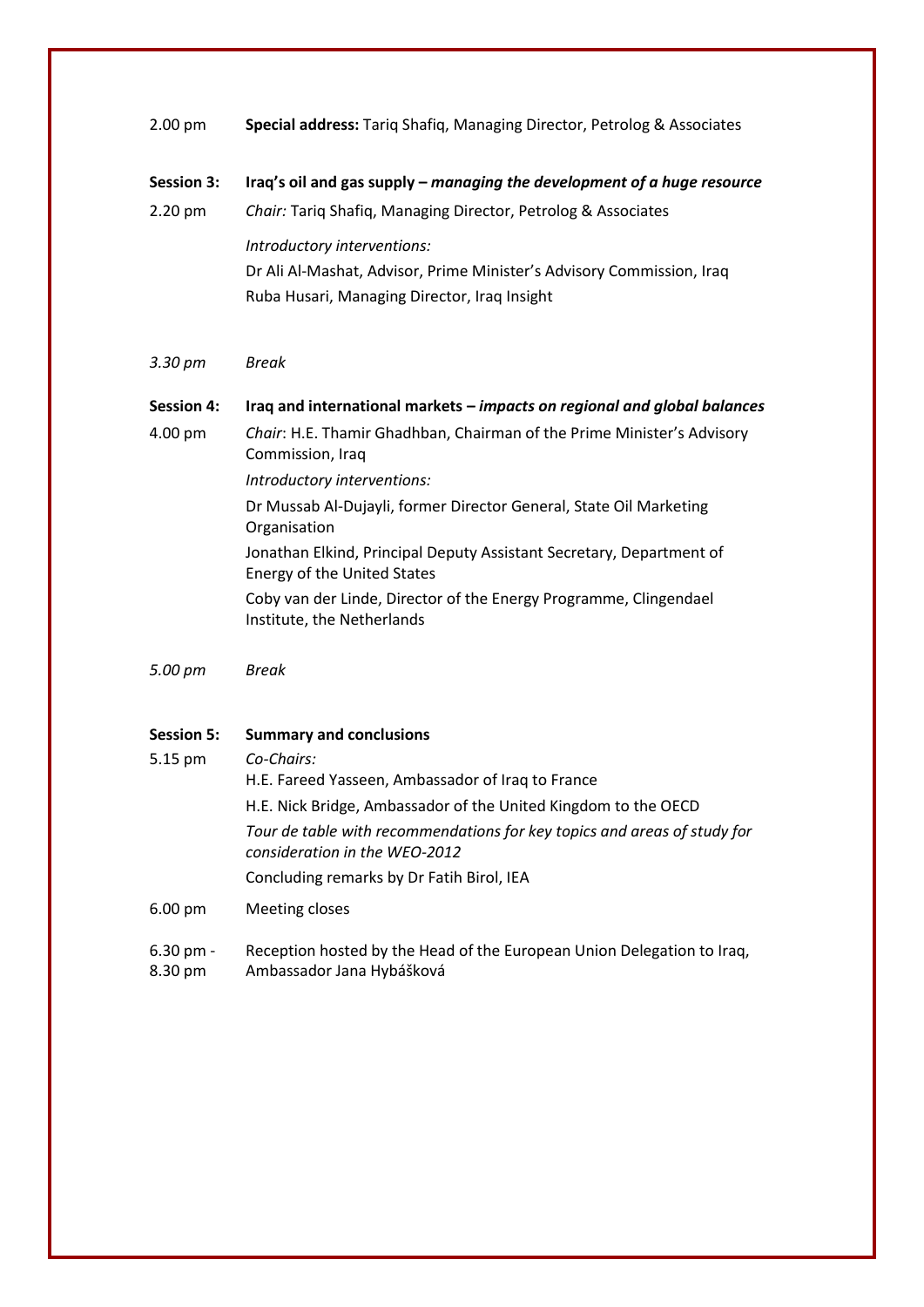2.00 pm **Special address:** Tariq Shafiq, Managing Director, Petrolog & Associates

**Session 3: Iraq's oil and gas supply – *managing the development of a huge resource***

2.20 pm *Chair:* Tariq Shafiq, Managing Director, Petrolog & Associates

*Introductory interventions:*

Dr Ali Al-Mashat, Advisor, Prime Minister's Advisory Commission, Iraq

Ruba Husari, Managing Director, Iraq Insight

*3.30 pm Break*

**Session 4: Iraq and international markets – *impacts on regional and global balances***

4.00 pm *Chair*: H.E. Thamir Ghadhban, Chairman of the Prime Minister's Advisory Commission, Iraq

*Introductory interventions:*

Dr Mussab Al-Dujayli, former Director General, State Oil Marketing Organisation

Jonathan Elkind, Principal Deputy Assistant Secretary, Department of Energy of the United States

Coby van der Linde, Director of the Energy Programme, Clingendael Institute, the Netherlands

*5.00 pm Break*

**Session 5: Summary and conclusions**

5.15 pm *Co-Chairs:*

H.E. Fareed Yasseen, Ambassador of Iraq to France

H.E. Nick Bridge, Ambassador of the United Kingdom to the OECD

*Tour de table with recommendations for key topics and areas of study for consideration in the WEO-2012*

Concluding remarks by Dr Fatih Birol, IEA

6.00 pm Meeting closes

6.30 pm - 8.30 pm Reception hosted by the Head of the European Union Delegation to Iraq, Ambassador Jana Hybášková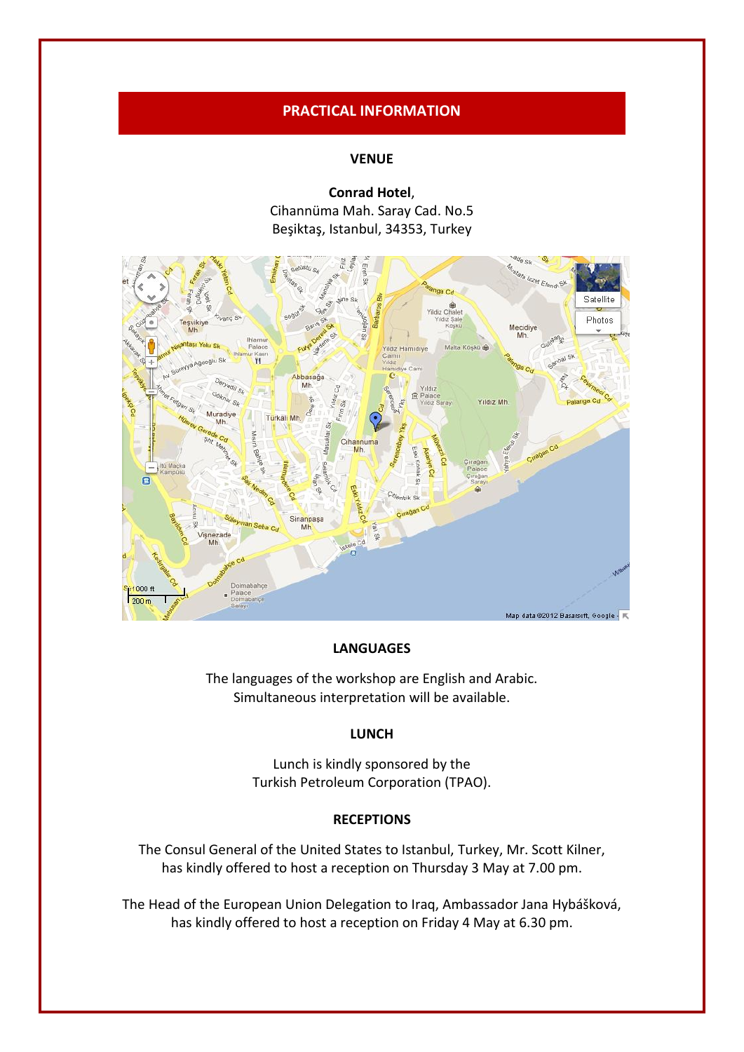# PRACTICAL INFORMATION

## VENUE

**Conrad Hotel**,
Cihannüma Mah. Saray Cad. No.5
Beşiktaş, Istanbul, 34353, Turkey

## LANGUAGES

The languages of the workshop are English and Arabic.
Simultaneous interpretation will be available.

## LUNCH

Lunch is kindly sponsored by the
Turkish Petroleum Corporation (TPAO).

## RECEPTIONS

The Consul General of the United States to Istanbul, Turkey, Mr. Scott Kilner, has kindly offered to host a reception on Thursday 3 May at 7.00 pm.

The Head of the European Union Delegation to Iraq, Ambassador Jana Hybášková, has kindly offered to host a reception on Friday 4 May at 6.30 pm.